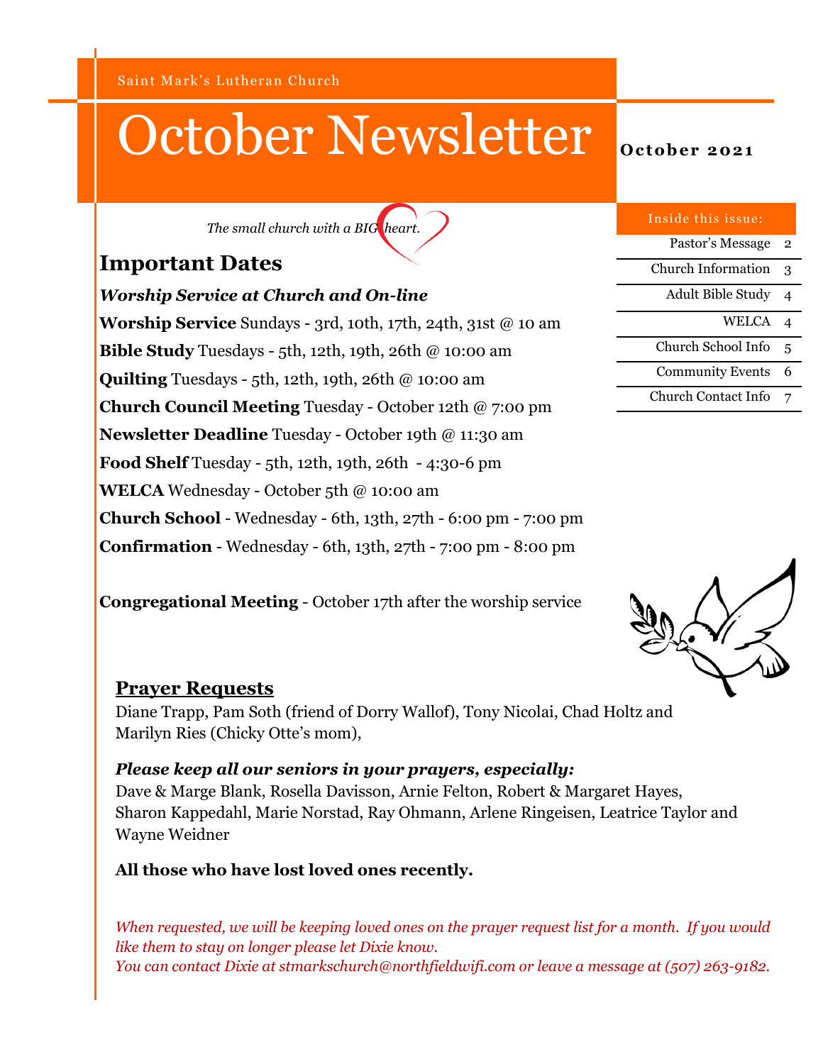Saint Mark's Lutheran Church

# October Newsletter

**October 2021**

| Inside this issue: | |
|---|---|
| Pastor's Message | 2 |
| Church Information | 3 |
| Adult Bible Study | 4 |
| WELCA | 4 |
| Church School Info | 5 |
| Community Events | 6 |
| Church Contact Info | 7 |

*The small church with a BIG heart.*

## Important Dates

***Worship Service at Church and On-line***

**Worship Service** Sundays - 3rd, 10th, 17th, 24th, 31st @ 10 am

**Bible Study** Tuesdays - 5th, 12th, 19th, 26th @ 10:00 am

**Quilting** Tuesdays - 5th, 12th, 19th, 26th @ 10:00 am

**Church Council Meeting** Tuesday - October 12th @ 7:00 pm

**Newsletter Deadline** Tuesday - October 19th @ 11:30 am

**Food Shelf** Tuesday - 5th, 12th, 19th, 26th - 4:30-6 pm

**WELCA** Wednesday - October 5th @ 10:00 am

**Church School** - Wednesday - 6th, 13th, 27th - 6:00 pm - 7:00 pm

**Confirmation** - Wednesday - 6th, 13th, 27th - 7:00 pm - 8:00 pm

**Congregational Meeting** - October 17th after the worship service

## Prayer Requests

Diane Trapp, Pam Soth (friend of Dorry Wallof), Tony Nicolai, Chad Holtz and Marilyn Ries (Chicky Otte's mom),

***Please keep all our seniors in your prayers, especially:***

Dave & Marge Blank, Rosella Davisson, Arnie Felton, Robert & Margaret Hayes, Sharon Kappedahl, Marie Norstad, Ray Ohmann, Arlene Ringeisen, Leatrice Taylor and Wayne Weidner

**All those who have lost loved ones recently.**

*When requested, we will be keeping loved ones on the prayer request list for a month. If you would like them to stay on longer please let Dixie know.*
*You can contact Dixie at stmarkschurch@northfieldwifi.com or leave a message at (507) 263-9182.*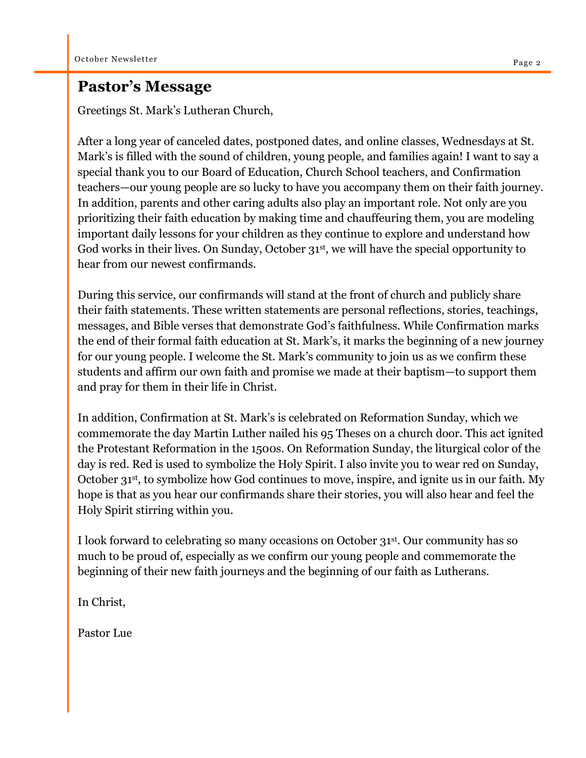## Pastor's Message

Greetings St. Mark's Lutheran Church,

After a long year of canceled dates, postponed dates, and online classes, Wednesdays at St. Mark's is filled with the sound of children, young people, and families again! I want to say a special thank you to our Board of Education, Church School teachers, and Confirmation teachers—our young people are so lucky to have you accompany them on their faith journey. In addition, parents and other caring adults also play an important role. Not only are you prioritizing their faith education by making time and chauffeuring them, you are modeling important daily lessons for your children as they continue to explore and understand how God works in their lives. On Sunday, October 31st, we will have the special opportunity to hear from our newest confirmands.

During this service, our confirmands will stand at the front of church and publicly share their faith statements. These written statements are personal reflections, stories, teachings, messages, and Bible verses that demonstrate God's faithfulness. While Confirmation marks the end of their formal faith education at St. Mark's, it marks the beginning of a new journey for our young people. I welcome the St. Mark's community to join us as we confirm these students and affirm our own faith and promise we made at their baptism—to support them and pray for them in their life in Christ.

In addition, Confirmation at St. Mark's is celebrated on Reformation Sunday, which we commemorate the day Martin Luther nailed his 95 Theses on a church door. This act ignited the Protestant Reformation in the 1500s. On Reformation Sunday, the liturgical color of the day is red. Red is used to symbolize the Holy Spirit. I also invite you to wear red on Sunday, October 31st, to symbolize how God continues to move, inspire, and ignite us in our faith. My hope is that as you hear our confirmands share their stories, you will also hear and feel the Holy Spirit stirring within you.

I look forward to celebrating so many occasions on October 31st. Our community has so much to be proud of, especially as we confirm our young people and commemorate the beginning of their new faith journeys and the beginning of our faith as Lutherans.

In Christ,

Pastor Lue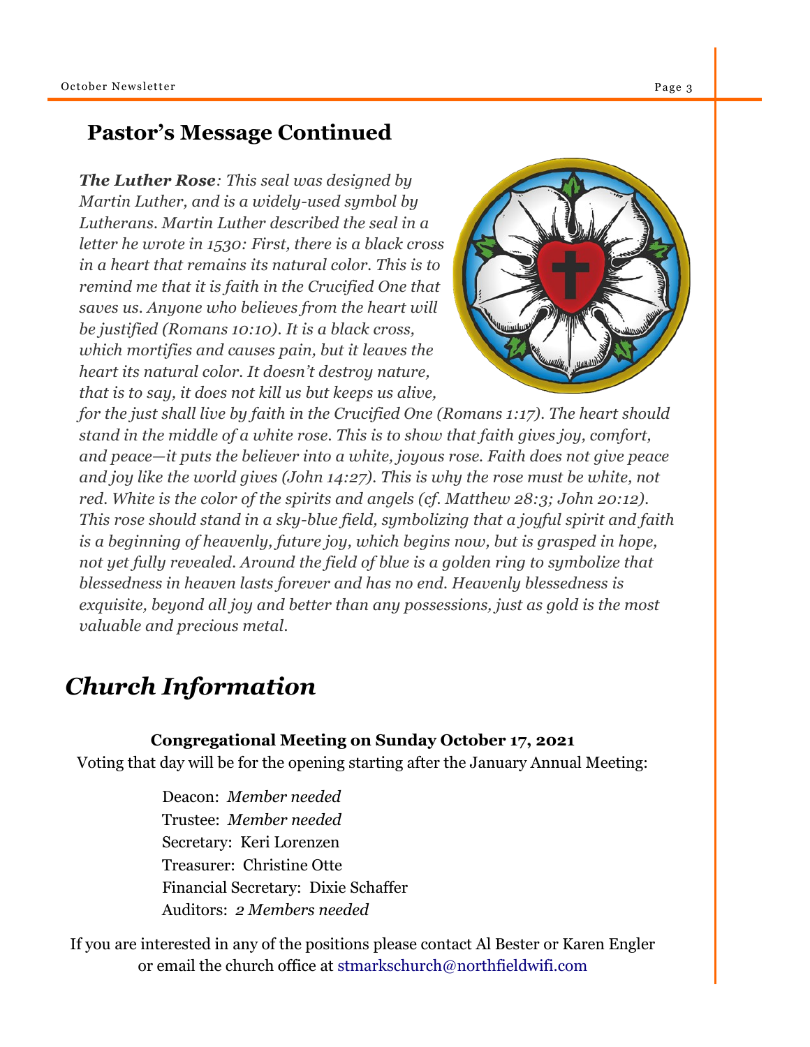## Pastor's Message Continued

***The Luther Rose****: This seal was designed by Martin Luther, and is a widely-used symbol by Lutherans. Martin Luther described the seal in a letter he wrote in 1530: First, there is a black cross in a heart that remains its natural color. This is to remind me that it is faith in the Crucified One that saves us. Anyone who believes from the heart will be justified (Romans 10:10). It is a black cross, which mortifies and causes pain, but it leaves the heart its natural color. It doesn't destroy nature, that is to say, it does not kill us but keeps us alive, for the just shall live by faith in the Crucified One (Romans 1:17). The heart should stand in the middle of a white rose. This is to show that faith gives joy, comfort, and peace—it puts the believer into a white, joyous rose. Faith does not give peace and joy like the world gives (John 14:27). This is why the rose must be white, not red. White is the color of the spirits and angels (cf. Matthew 28:3; John 20:12). This rose should stand in a sky-blue field, symbolizing that a joyful spirit and faith is a beginning of heavenly, future joy, which begins now, but is grasped in hope, not yet fully revealed. Around the field of blue is a golden ring to symbolize that blessedness in heaven lasts forever and has no end. Heavenly blessedness is exquisite, beyond all joy and better than any possessions, just as gold is the most valuable and precious metal.*

# *Church Information*

**Congregational Meeting on Sunday October 17, 2021**

Voting that day will be for the opening starting after the January Annual Meeting:

Deacon: *Member needed*
Trustee: *Member needed*
Secretary: Keri Lorenzen
Treasurer: Christine Otte
Financial Secretary: Dixie Schaffer
Auditors: *2 Members needed*

If you are interested in any of the positions please contact Al Bester or Karen Engler or email the church office at stmarkschurch@northfieldwifi.com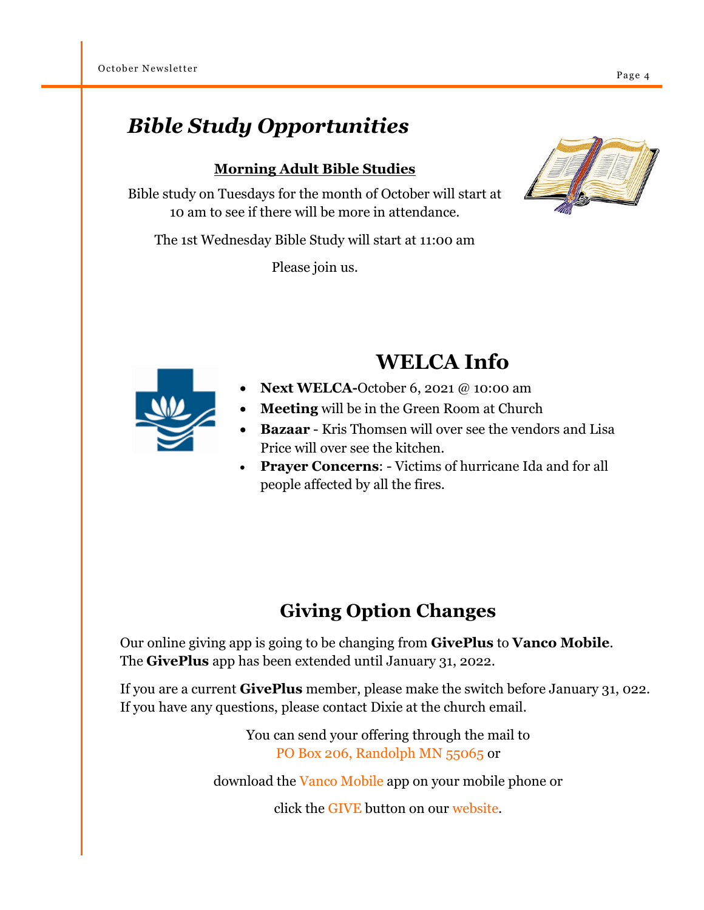# *Bible Study Opportunities*

**Morning Adult Bible Studies**

Bible study on Tuesdays for the month of October will start at 10 am to see if there will be more in attendance.

The 1st Wednesday Bible Study will start at 11:00 am

Please join us.

# WELCA Info

- **Next WELCA-**October 6, 2021 @ 10:00 am
- **Meeting** will be in the Green Room at Church
- **Bazaar** - Kris Thomsen will over see the vendors and Lisa Price will over see the kitchen.
- **Prayer Concerns**: - Victims of hurricane Ida and for all people affected by all the fires.

## Giving Option Changes

Our online giving app is going to be changing from **GivePlus** to **Vanco Mobile**. The **GivePlus** app has been extended until January 31, 2022.

If you are a current **GivePlus** member, please make the switch before January 31, 022. If you have any questions, please contact Dixie at the church email.

You can send your offering through the mail to PO Box 206, Randolph MN 55065 or

download the Vanco Mobile app on your mobile phone or

click the GIVE button on our website.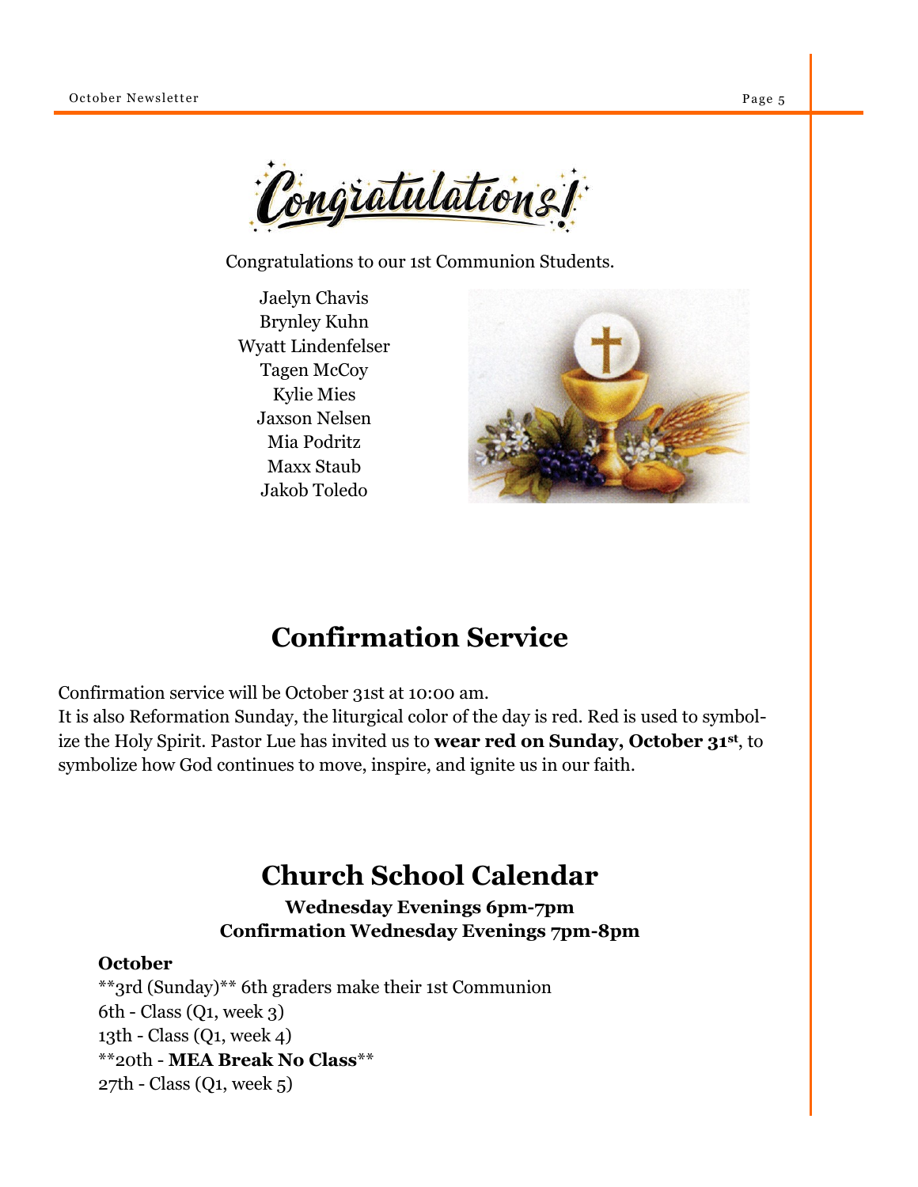# Congratulations!

Congratulations to our 1st Communion Students.

Jaelyn Chavis
Brynley Kuhn
Wyatt Lindenfelser
Tagen McCoy
Kylie Mies
Jaxson Nelsen
Mia Podritz
Maxx Staub
Jakob Toledo

## Confirmation Service

Confirmation service will be October 31st at 10:00 am.
It is also Reformation Sunday, the liturgical color of the day is red. Red is used to symbolize the Holy Spirit. Pastor Lue has invited us to **wear red on Sunday, October 31st**, to symbolize how God continues to move, inspire, and ignite us in our faith.

## Church School Calendar

**Wednesday Evenings 6pm-7pm**
**Confirmation Wednesday Evenings 7pm-8pm**

**October**
**3rd (Sunday)** 6th graders make their 1st Communion
6th - Class (Q1, week 3)
13th - Class (Q1, week 4)
**20th - MEA Break No Class**
27th - Class (Q1, week 5)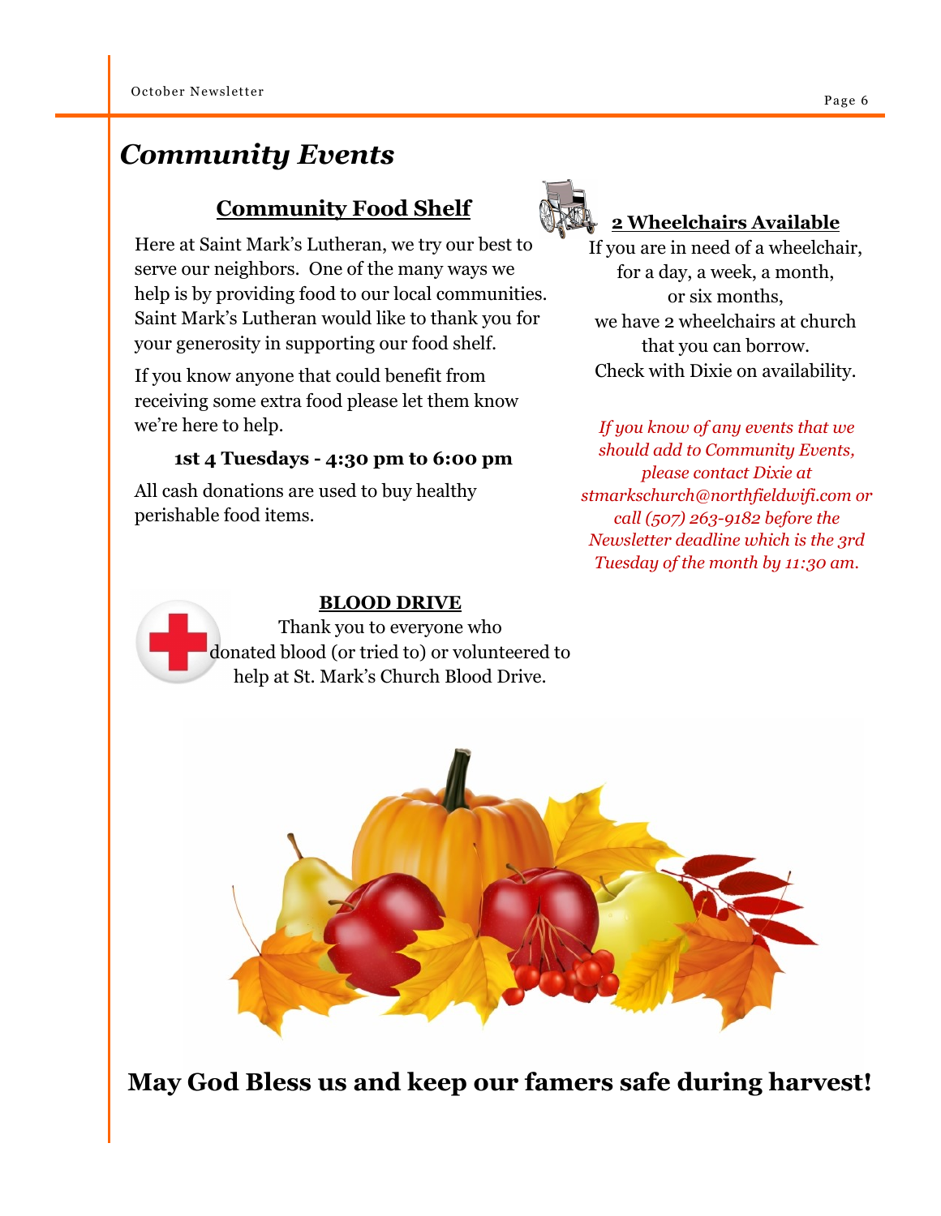# *Community Events*

## Community Food Shelf

Here at Saint Mark's Lutheran, we try our best to serve our neighbors. One of the many ways we help is by providing food to our local communities. Saint Mark's Lutheran would like to thank you for your generosity in supporting our food shelf.

If you know anyone that could benefit from receiving some extra food please let them know we're here to help.

**1st 4 Tuesdays - 4:30 pm to 6:00 pm**

All cash donations are used to buy healthy perishable food items.

## 2 Wheelchairs Available

If you are in need of a wheelchair,
for a day, a week, a month,
or six months,
we have 2 wheelchairs at church
that you can borrow.
Check with Dixie on availability.

*If you know of any events that we should add to Community Events, please contact Dixie at stmarkschurch@northfieldwifi.com or call (507) 263-9182 before the Newsletter deadline which is the 3rd Tuesday of the month by 11:30 am.*

## BLOOD DRIVE

Thank you to everyone who donated blood (or tried to) or volunteered to help at St. Mark's Church Blood Drive.

**May God Bless us and keep our famers safe during harvest!**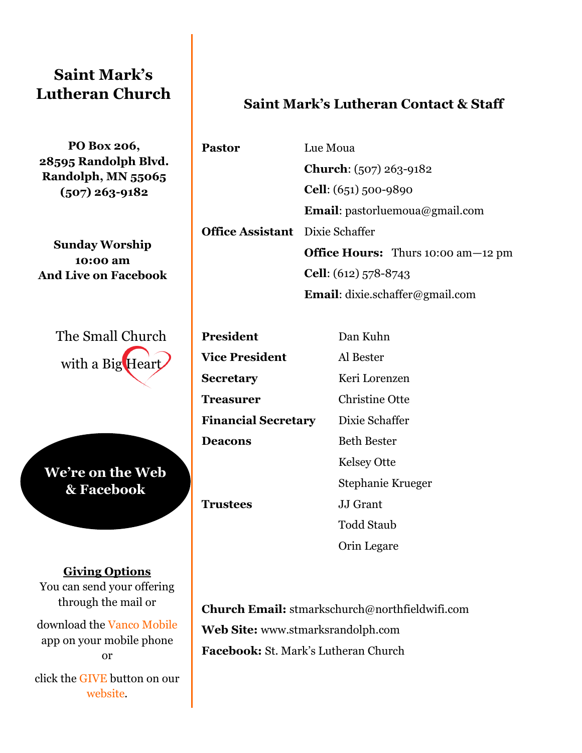# Saint Mark's Lutheran Church

**PO Box 206,**
**28595 Randolph Blvd.**
**Randolph, MN 55065**
**(507) 263-9182**

**Sunday Worship**
**10:00 am**
**And Live on Facebook**

The Small Church
with a Big Heart

**We're on the Web & Facebook**

**Giving Options**

You can send your offering through the mail or

download the Vanco Mobile app on your mobile phone or

click the GIVE button on our website.

## Saint Mark's Lutheran Contact & Staff

**Pastor** Lue Moua
**Church**: (507) 263-9182
**Cell**: (651) 500-9890
**Email**: pastorluemoua@gmail.com

**Office Assistant** Dixie Schaffer
**Office Hours:** Thurs 10:00 am—12 pm
**Cell**: (612) 578-8743
**Email**: dixie.schaffer@gmail.com

| | |
|---|---|
| **President** | Dan Kuhn |
| **Vice President** | Al Bester |
| **Secretary** | Keri Lorenzen |
| **Treasurer** | Christine Otte |
| **Financial Secretary** | Dixie Schaffer |
| **Deacons** | Beth Bester |
| | Kelsey Otte |
| | Stephanie Krueger |
| **Trustees** | JJ Grant |
| | Todd Staub |
| | Orin Legare |

**Church Email:** stmarkschurch@northfieldwifi.com
**Web Site:** www.stmarksrandolph.com
**Facebook:** St. Mark's Lutheran Church